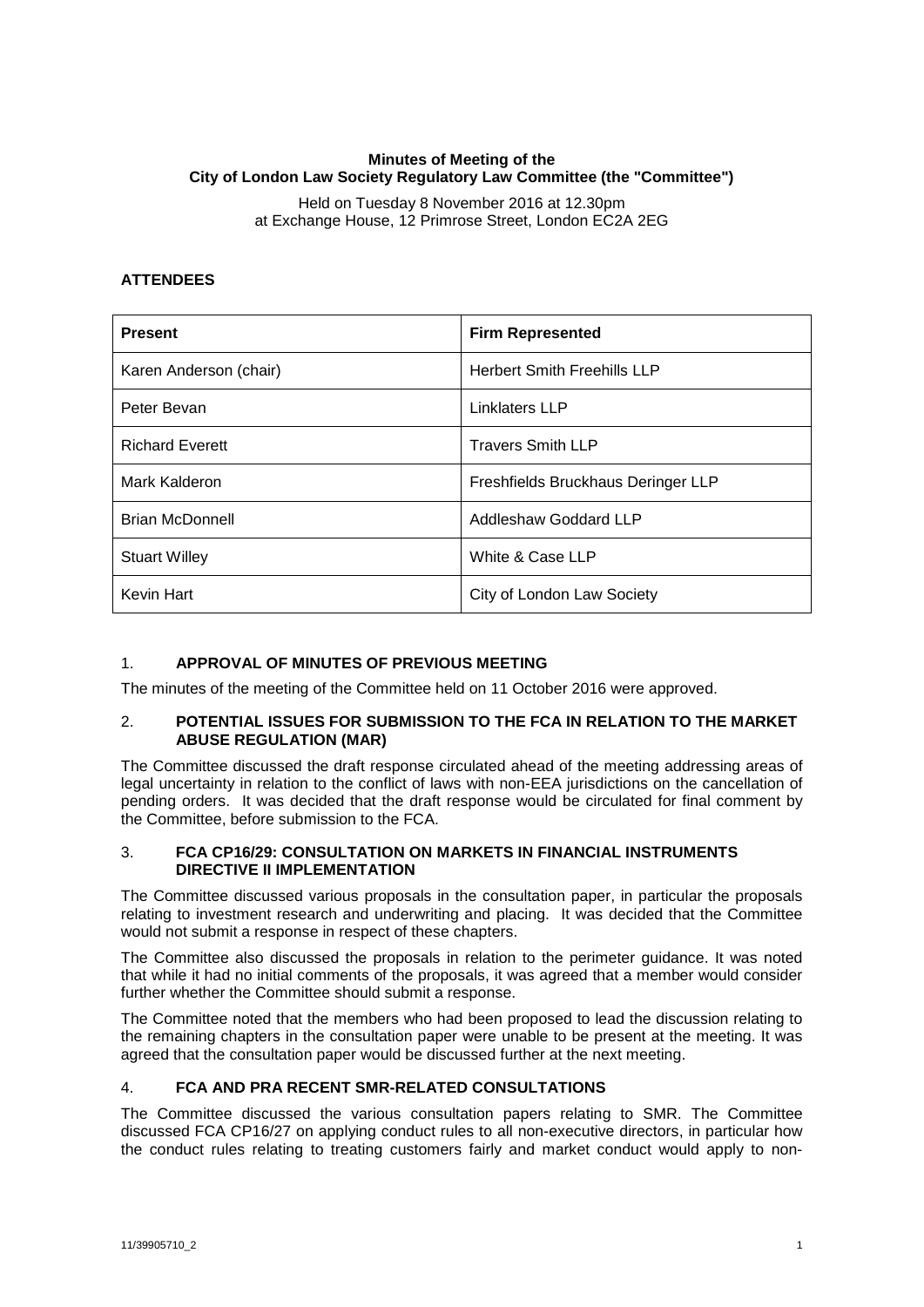**Minutes of Meeting of the**
**City of London Law Society Regulatory Law Committee (the "Committee")**

Held on Tuesday 8 November 2016 at 12.30pm
at Exchange House, 12 Primrose Street, London EC2A 2EG

## ATTENDEES

| Present | Firm Represented |
|---|---|
| Karen Anderson (chair) | Herbert Smith Freehills LLP |
| Peter Bevan | Linklaters LLP |
| Richard Everett | Travers Smith LLP |
| Mark Kalderon | Freshfields Bruckhaus Deringer LLP |
| Brian McDonnell | Addleshaw Goddard LLP |
| Stuart Willey | White & Case LLP |
| Kevin Hart | City of London Law Society |

## 1. APPROVAL OF MINUTES OF PREVIOUS MEETING

The minutes of the meeting of the Committee held on 11 October 2016 were approved.

## 2. POTENTIAL ISSUES FOR SUBMISSION TO THE FCA IN RELATION TO THE MARKET ABUSE REGULATION (MAR)

The Committee discussed the draft response circulated ahead of the meeting addressing areas of legal uncertainty in relation to the conflict of laws with non-EEA jurisdictions on the cancellation of pending orders. It was decided that the draft response would be circulated for final comment by the Committee, before submission to the FCA.

## 3. FCA CP16/29: CONSULTATION ON MARKETS IN FINANCIAL INSTRUMENTS DIRECTIVE II IMPLEMENTATION

The Committee discussed various proposals in the consultation paper, in particular the proposals relating to investment research and underwriting and placing. It was decided that the Committee would not submit a response in respect of these chapters.

The Committee also discussed the proposals in relation to the perimeter guidance. It was noted that while it had no initial comments of the proposals, it was agreed that a member would consider further whether the Committee should submit a response.

The Committee noted that the members who had been proposed to lead the discussion relating to the remaining chapters in the consultation paper were unable to be present at the meeting. It was agreed that the consultation paper would be discussed further at the next meeting.

## 4. FCA AND PRA RECENT SMR-RELATED CONSULTATIONS

The Committee discussed the various consultation papers relating to SMR. The Committee discussed FCA CP16/27 on applying conduct rules to all non-executive directors, in particular how the conduct rules relating to treating customers fairly and market conduct would apply to non-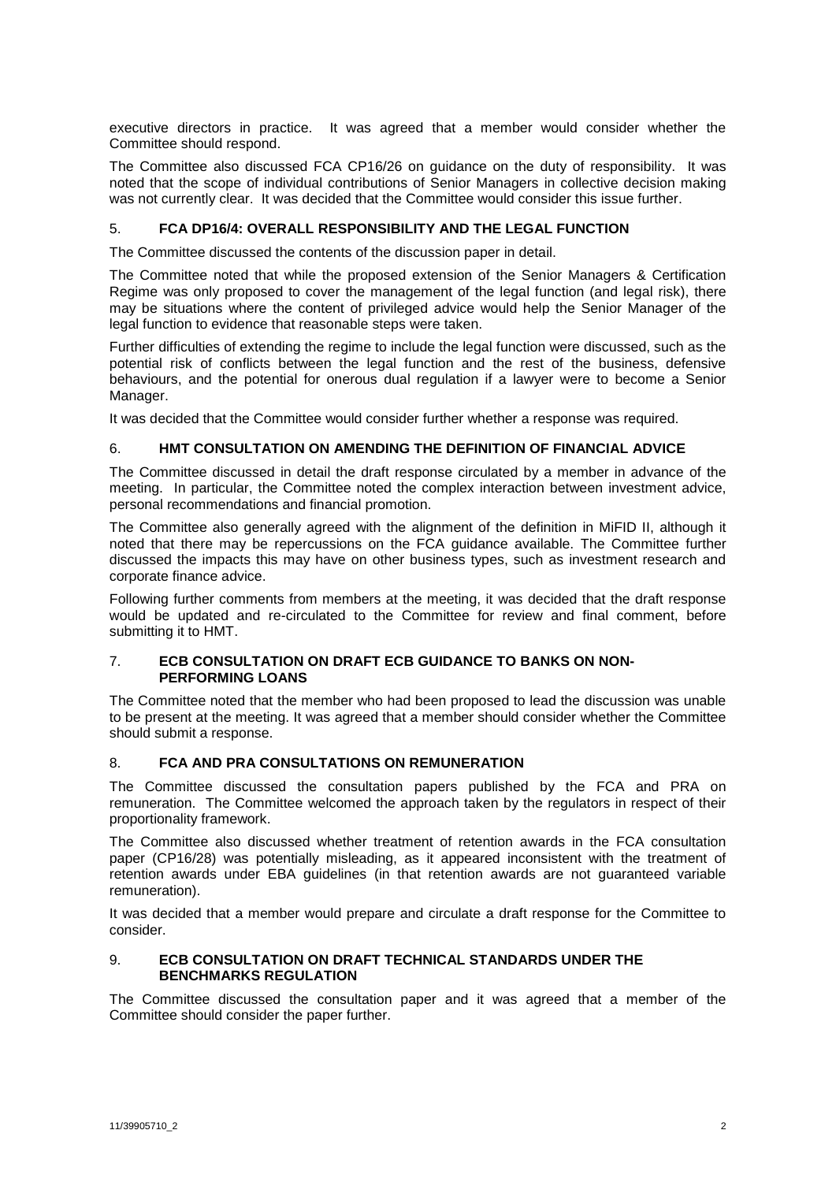executive directors in practice. It was agreed that a member would consider whether the Committee should respond.

The Committee also discussed FCA CP16/26 on guidance on the duty of responsibility. It was noted that the scope of individual contributions of Senior Managers in collective decision making was not currently clear. It was decided that the Committee would consider this issue further.

## 5. FCA DP16/4: OVERALL RESPONSIBILITY AND THE LEGAL FUNCTION

The Committee discussed the contents of the discussion paper in detail.

The Committee noted that while the proposed extension of the Senior Managers & Certification Regime was only proposed to cover the management of the legal function (and legal risk), there may be situations where the content of privileged advice would help the Senior Manager of the legal function to evidence that reasonable steps were taken.

Further difficulties of extending the regime to include the legal function were discussed, such as the potential risk of conflicts between the legal function and the rest of the business, defensive behaviours, and the potential for onerous dual regulation if a lawyer were to become a Senior Manager.

It was decided that the Committee would consider further whether a response was required.

## 6. HMT CONSULTATION ON AMENDING THE DEFINITION OF FINANCIAL ADVICE

The Committee discussed in detail the draft response circulated by a member in advance of the meeting. In particular, the Committee noted the complex interaction between investment advice, personal recommendations and financial promotion.

The Committee also generally agreed with the alignment of the definition in MiFID II, although it noted that there may be repercussions on the FCA guidance available. The Committee further discussed the impacts this may have on other business types, such as investment research and corporate finance advice.

Following further comments from members at the meeting, it was decided that the draft response would be updated and re-circulated to the Committee for review and final comment, before submitting it to HMT.

## 7. ECB CONSULTATION ON DRAFT ECB GUIDANCE TO BANKS ON NON-PERFORMING LOANS

The Committee noted that the member who had been proposed to lead the discussion was unable to be present at the meeting. It was agreed that a member should consider whether the Committee should submit a response.

## 8. FCA AND PRA CONSULTATIONS ON REMUNERATION

The Committee discussed the consultation papers published by the FCA and PRA on remuneration. The Committee welcomed the approach taken by the regulators in respect of their proportionality framework.

The Committee also discussed whether treatment of retention awards in the FCA consultation paper (CP16/28) was potentially misleading, as it appeared inconsistent with the treatment of retention awards under EBA guidelines (in that retention awards are not guaranteed variable remuneration).

It was decided that a member would prepare and circulate a draft response for the Committee to consider.

## 9. ECB CONSULTATION ON DRAFT TECHNICAL STANDARDS UNDER THE BENCHMARKS REGULATION

The Committee discussed the consultation paper and it was agreed that a member of the Committee should consider the paper further.

11/39905710_2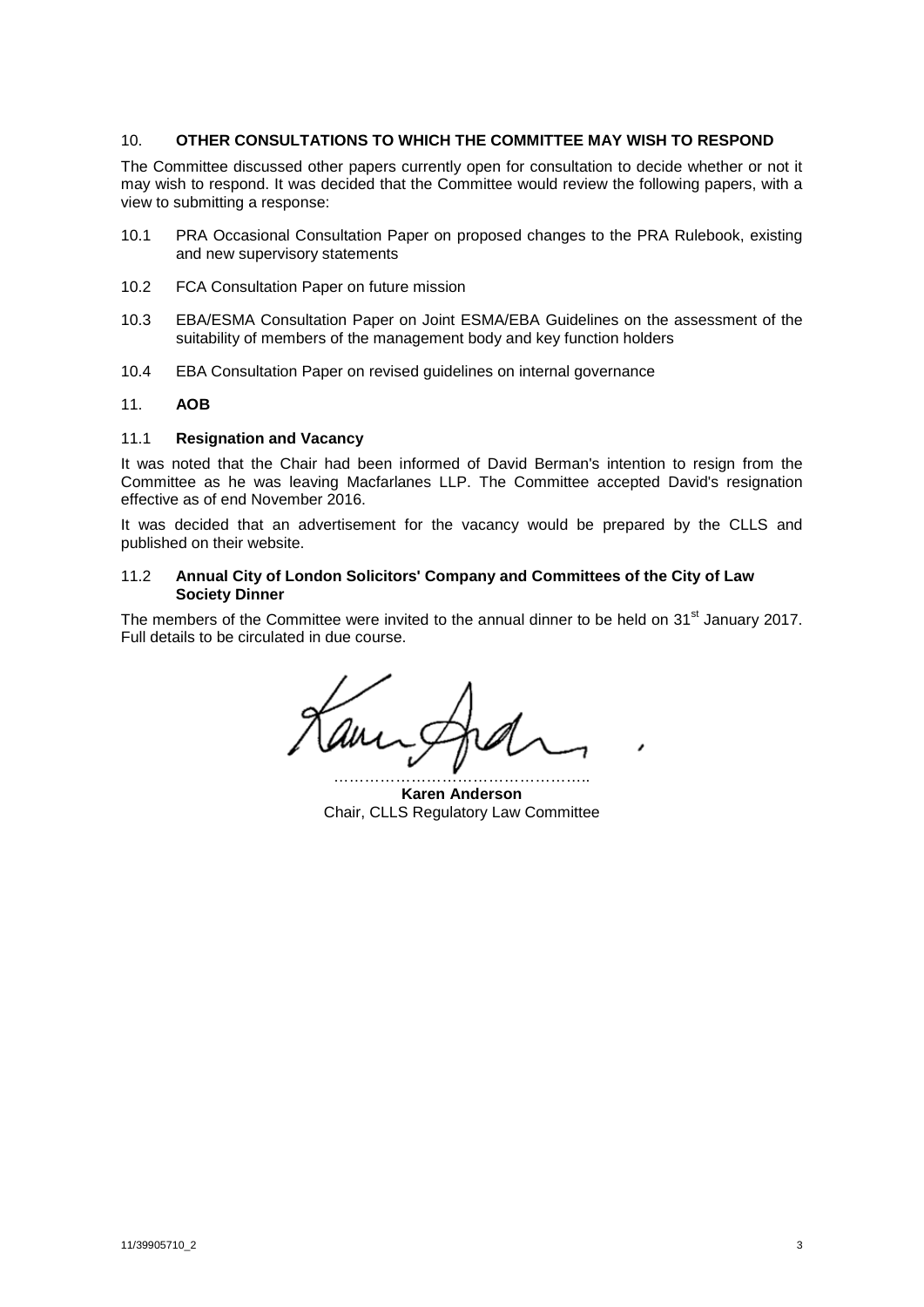## 10. OTHER CONSULTATIONS TO WHICH THE COMMITTEE MAY WISH TO RESPOND

The Committee discussed other papers currently open for consultation to decide whether or not it may wish to respond. It was decided that the Committee would review the following papers, with a view to submitting a response:

10.1 PRA Occasional Consultation Paper on proposed changes to the PRA Rulebook, existing and new supervisory statements

10.2 FCA Consultation Paper on future mission

10.3 EBA/ESMA Consultation Paper on Joint ESMA/EBA Guidelines on the assessment of the suitability of members of the management body and key function holders

10.4 EBA Consultation Paper on revised guidelines on internal governance

## 11. AOB

### 11.1 Resignation and Vacancy

It was noted that the Chair had been informed of David Berman's intention to resign from the Committee as he was leaving Macfarlanes LLP. The Committee accepted David's resignation effective as of end November 2016.

It was decided that an advertisement for the vacancy would be prepared by the CLLS and published on their website.

### 11.2 Annual City of London Solicitors' Company and Committees of the City of Law Society Dinner

The members of the Committee were invited to the annual dinner to be held on 31st January 2017. Full details to be circulated in due course.

…………………………………………..

**Karen Anderson**
Chair, CLLS Regulatory Law Committee

11/39905710_2